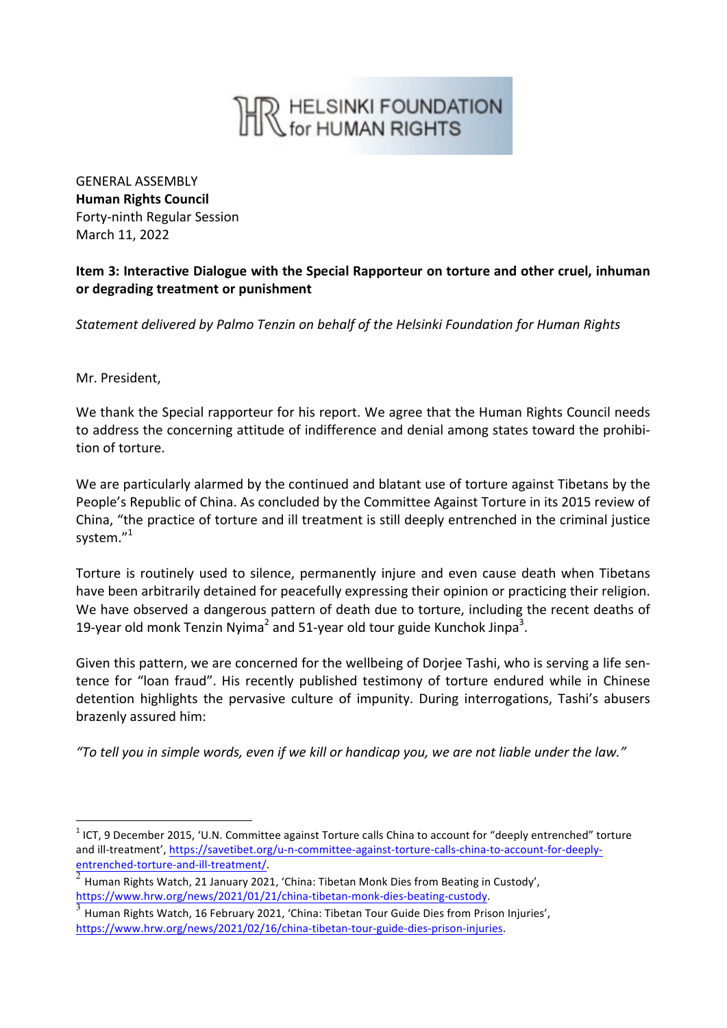HELSINKI FOUNDATION for HUMAN RIGHTS

GENERAL ASSEMBLY
**Human Rights Council**
Forty-ninth Regular Session
March 11, 2022

**Item 3: Interactive Dialogue with the Special Rapporteur on torture and other cruel, inhuman or degrading treatment or punishment**

*Statement delivered by Palmo Tenzin on behalf of the Helsinki Foundation for Human Rights*

Mr. President,

We thank the Special rapporteur for his report. We agree that the Human Rights Council needs to address the concerning attitude of indifference and denial among states toward the prohibition of torture.

We are particularly alarmed by the continued and blatant use of torture against Tibetans by the People's Republic of China. As concluded by the Committee Against Torture in its 2015 review of China, "the practice of torture and ill treatment is still deeply entrenched in the criminal justice system."[1]

Torture is routinely used to silence, permanently injure and even cause death when Tibetans have been arbitrarily detained for peacefully expressing their opinion or practicing their religion. We have observed a dangerous pattern of death due to torture, including the recent deaths of 19-year old monk Tenzin Nyima[2] and 51-year old tour guide Kunchok Jinpa[3].

Given this pattern, we are concerned for the wellbeing of Dorjee Tashi, who is serving a life sentence for "loan fraud". His recently published testimony of torture endured while in Chinese detention highlights the pervasive culture of impunity. During interrogations, Tashi's abusers brazenly assured him:

*"To tell you in simple words, even if we kill or handicap you, we are not liable under the law."*

---

[1] ICT, 9 December 2015, 'U.N. Committee against Torture calls China to account for "deeply entrenched" torture and ill-treatment', https://savetibet.org/u-n-committee-against-torture-calls-china-to-account-for-deeply-entrenched-torture-and-ill-treatment/.

[2] Human Rights Watch, 21 January 2021, 'China: Tibetan Monk Dies from Beating in Custody', https://www.hrw.org/news/2021/01/21/china-tibetan-monk-dies-beating-custody.

[3] Human Rights Watch, 16 February 2021, 'China: Tibetan Tour Guide Dies from Prison Injuries', https://www.hrw.org/news/2021/02/16/china-tibetan-tour-guide-dies-prison-injuries.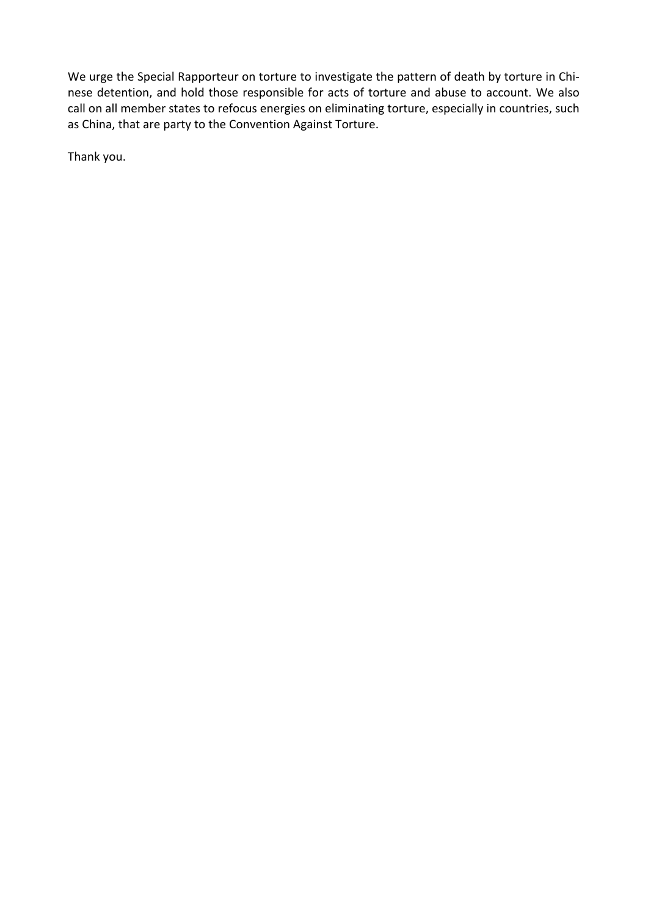We urge the Special Rapporteur on torture to investigate the pattern of death by torture in Chinese detention, and hold those responsible for acts of torture and abuse to account. We also call on all member states to refocus energies on eliminating torture, especially in countries, such as China, that are party to the Convention Against Torture.

Thank you.